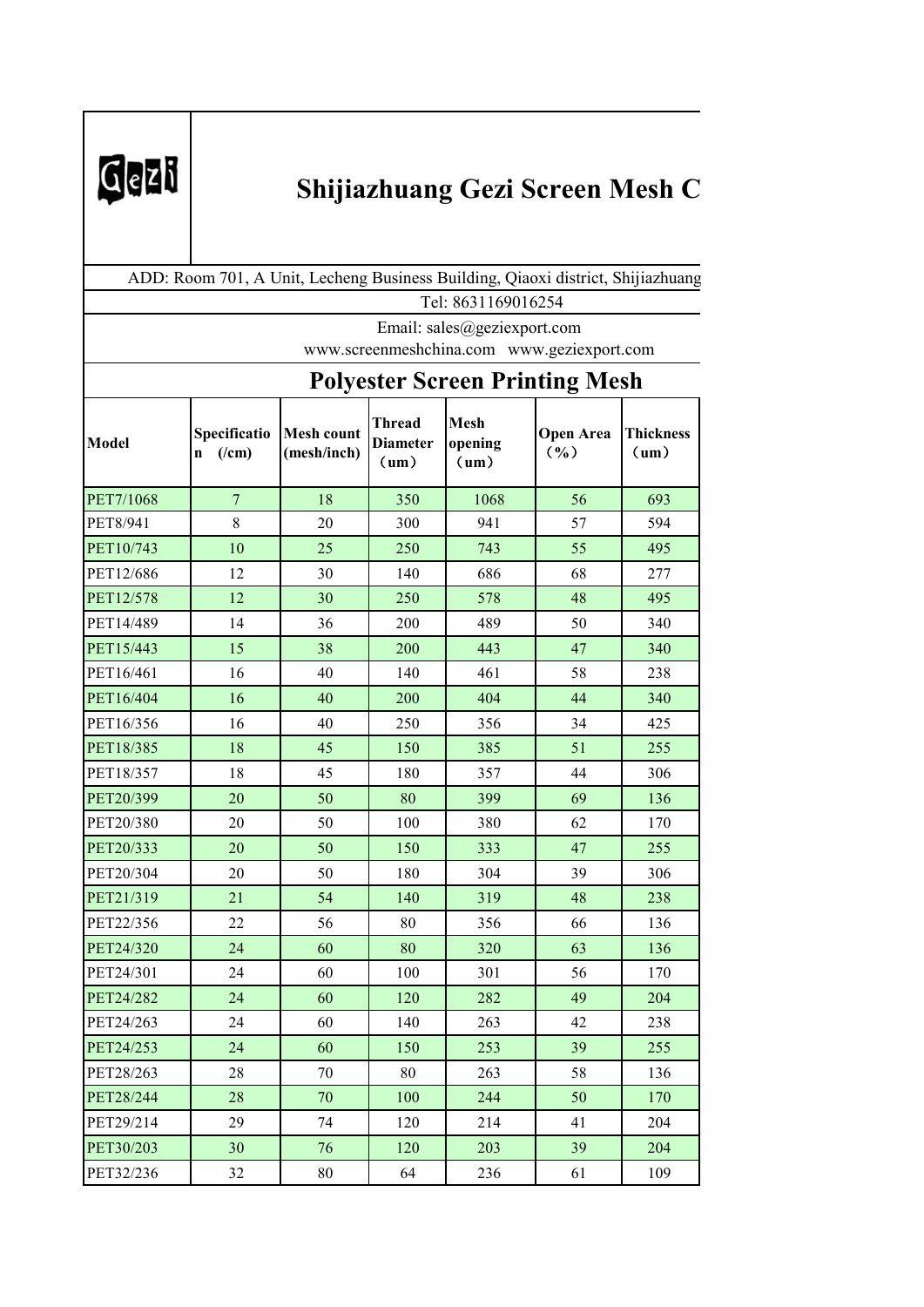# Shijiazhuang Gezi Screen Mesh C

ADD: Room 701, A Unit, Lecheng Business Building, Qiaoxi district, Shijiazhuang

Tel: 8631169016254

Email: sales@geziexport.com

www.screenmeshchina.com www.geziexport.com

## Polyester Screen Printing Mesh

| Model | Specification (/cm) | Mesh count (mesh/inch) | Thread Diameter (um) | Mesh opening (um) | Open Area (%) | Thickness (um) |
|---|---|---|---|---|---|---|
| PET7/1068 | 7 | 18 | 350 | 1068 | 56 | 693 |
| PET8/941 | 8 | 20 | 300 | 941 | 57 | 594 |
| PET10/743 | 10 | 25 | 250 | 743 | 55 | 495 |
| PET12/686 | 12 | 30 | 140 | 686 | 68 | 277 |
| PET12/578 | 12 | 30 | 250 | 578 | 48 | 495 |
| PET14/489 | 14 | 36 | 200 | 489 | 50 | 340 |
| PET15/443 | 15 | 38 | 200 | 443 | 47 | 340 |
| PET16/461 | 16 | 40 | 140 | 461 | 58 | 238 |
| PET16/404 | 16 | 40 | 200 | 404 | 44 | 340 |
| PET16/356 | 16 | 40 | 250 | 356 | 34 | 425 |
| PET18/385 | 18 | 45 | 150 | 385 | 51 | 255 |
| PET18/357 | 18 | 45 | 180 | 357 | 44 | 306 |
| PET20/399 | 20 | 50 | 80 | 399 | 69 | 136 |
| PET20/380 | 20 | 50 | 100 | 380 | 62 | 170 |
| PET20/333 | 20 | 50 | 150 | 333 | 47 | 255 |
| PET20/304 | 20 | 50 | 180 | 304 | 39 | 306 |
| PET21/319 | 21 | 54 | 140 | 319 | 48 | 238 |
| PET22/356 | 22 | 56 | 80 | 356 | 66 | 136 |
| PET24/320 | 24 | 60 | 80 | 320 | 63 | 136 |
| PET24/301 | 24 | 60 | 100 | 301 | 56 | 170 |
| PET24/282 | 24 | 60 | 120 | 282 | 49 | 204 |
| PET24/263 | 24 | 60 | 140 | 263 | 42 | 238 |
| PET24/253 | 24 | 60 | 150 | 253 | 39 | 255 |
| PET28/263 | 28 | 70 | 80 | 263 | 58 | 136 |
| PET28/244 | 28 | 70 | 100 | 244 | 50 | 170 |
| PET29/214 | 29 | 74 | 120 | 214 | 41 | 204 |
| PET30/203 | 30 | 76 | 120 | 203 | 39 | 204 |
| PET32/236 | 32 | 80 | 64 | 236 | 61 | 109 |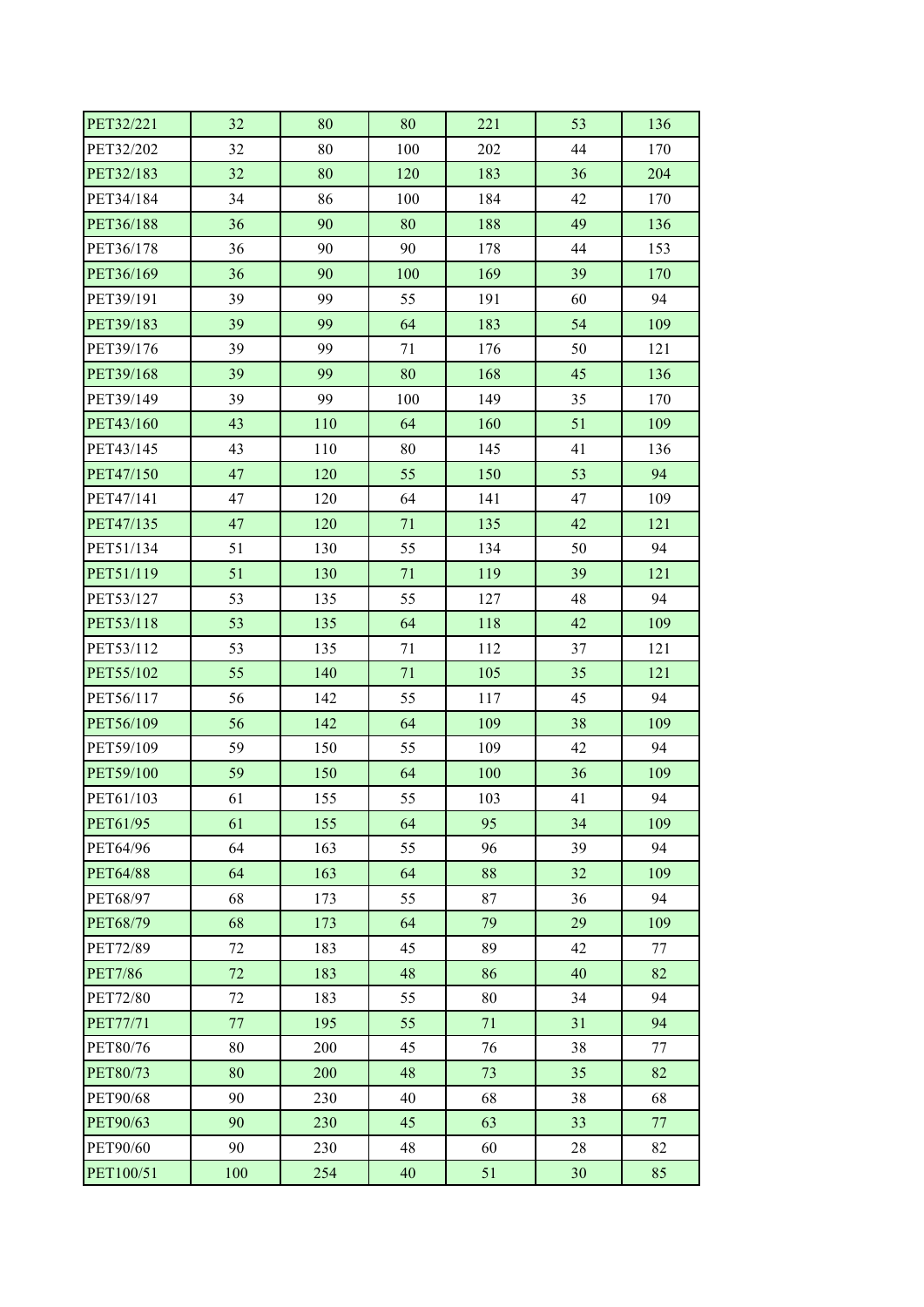| | | | | | | |
|---|---|---|---|---|---|---|
| PET32/221 | 32 | 80 | 80 | 221 | 53 | 136 |
| PET32/202 | 32 | 80 | 100 | 202 | 44 | 170 |
| PET32/183 | 32 | 80 | 120 | 183 | 36 | 204 |
| PET34/184 | 34 | 86 | 100 | 184 | 42 | 170 |
| PET36/188 | 36 | 90 | 80 | 188 | 49 | 136 |
| PET36/178 | 36 | 90 | 90 | 178 | 44 | 153 |
| PET36/169 | 36 | 90 | 100 | 169 | 39 | 170 |
| PET39/191 | 39 | 99 | 55 | 191 | 60 | 94 |
| PET39/183 | 39 | 99 | 64 | 183 | 54 | 109 |
| PET39/176 | 39 | 99 | 71 | 176 | 50 | 121 |
| PET39/168 | 39 | 99 | 80 | 168 | 45 | 136 |
| PET39/149 | 39 | 99 | 100 | 149 | 35 | 170 |
| PET43/160 | 43 | 110 | 64 | 160 | 51 | 109 |
| PET43/145 | 43 | 110 | 80 | 145 | 41 | 136 |
| PET47/150 | 47 | 120 | 55 | 150 | 53 | 94 |
| PET47/141 | 47 | 120 | 64 | 141 | 47 | 109 |
| PET47/135 | 47 | 120 | 71 | 135 | 42 | 121 |
| PET51/134 | 51 | 130 | 55 | 134 | 50 | 94 |
| PET51/119 | 51 | 130 | 71 | 119 | 39 | 121 |
| PET53/127 | 53 | 135 | 55 | 127 | 48 | 94 |
| PET53/118 | 53 | 135 | 64 | 118 | 42 | 109 |
| PET53/112 | 53 | 135 | 71 | 112 | 37 | 121 |
| PET55/102 | 55 | 140 | 71 | 105 | 35 | 121 |
| PET56/117 | 56 | 142 | 55 | 117 | 45 | 94 |
| PET56/109 | 56 | 142 | 64 | 109 | 38 | 109 |
| PET59/109 | 59 | 150 | 55 | 109 | 42 | 94 |
| PET59/100 | 59 | 150 | 64 | 100 | 36 | 109 |
| PET61/103 | 61 | 155 | 55 | 103 | 41 | 94 |
| PET61/95 | 61 | 155 | 64 | 95 | 34 | 109 |
| PET64/96 | 64 | 163 | 55 | 96 | 39 | 94 |
| PET64/88 | 64 | 163 | 64 | 88 | 32 | 109 |
| PET68/97 | 68 | 173 | 55 | 87 | 36 | 94 |
| PET68/79 | 68 | 173 | 64 | 79 | 29 | 109 |
| PET72/89 | 72 | 183 | 45 | 89 | 42 | 77 |
| PET7/86 | 72 | 183 | 48 | 86 | 40 | 82 |
| PET72/80 | 72 | 183 | 55 | 80 | 34 | 94 |
| PET77/71 | 77 | 195 | 55 | 71 | 31 | 94 |
| PET80/76 | 80 | 200 | 45 | 76 | 38 | 77 |
| PET80/73 | 80 | 200 | 48 | 73 | 35 | 82 |
| PET90/68 | 90 | 230 | 40 | 68 | 38 | 68 |
| PET90/63 | 90 | 230 | 45 | 63 | 33 | 77 |
| PET90/60 | 90 | 230 | 48 | 60 | 28 | 82 |
| PET100/51 | 100 | 254 | 40 | 51 | 30 | 85 |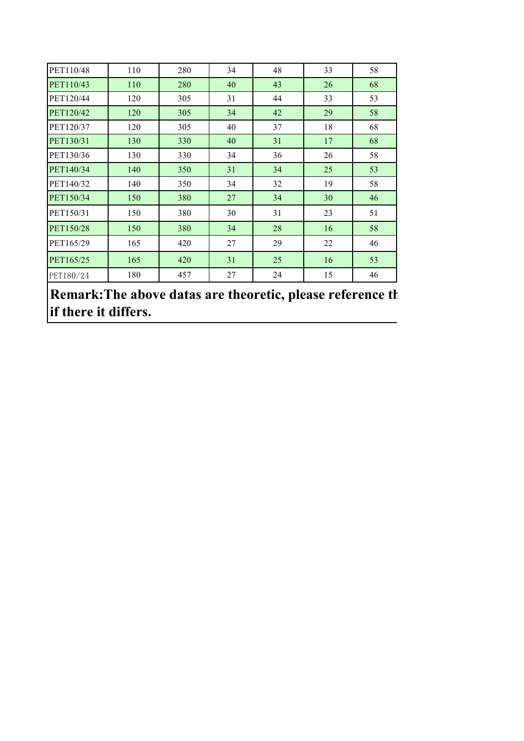| | | | | | | |
|---|---|---|---|---|---|---|
| PET110/48 | 110 | 280 | 34 | 48 | 33 | 58 |
| PET110/43 | 110 | 280 | 40 | 43 | 26 | 68 |
| PET120/44 | 120 | 305 | 31 | 44 | 33 | 53 |
| PET120/42 | 120 | 305 | 34 | 42 | 29 | 58 |
| PET120/37 | 120 | 305 | 40 | 37 | 18 | 68 |
| PET130/31 | 130 | 330 | 40 | 31 | 17 | 68 |
| PET130/36 | 130 | 330 | 34 | 36 | 26 | 58 |
| PET140/34 | 140 | 350 | 31 | 34 | 25 | 53 |
| PET140/32 | 140 | 350 | 34 | 32 | 19 | 58 |
| PET150/34 | 150 | 380 | 27 | 34 | 30 | 46 |
| PET150/31 | 150 | 380 | 30 | 31 | 23 | 51 |
| PET150/28 | 150 | 380 | 34 | 28 | 16 | 58 |
| PET165/29 | 165 | 420 | 27 | 29 | 22 | 46 |
| PET165/25 | 165 | 420 | 31 | 25 | 16 | 53 |
| PET180/24 | 180 | 457 | 27 | 24 | 15 | 46 |

**Remark:The above datas are theoretic, please reference th if there it differs.**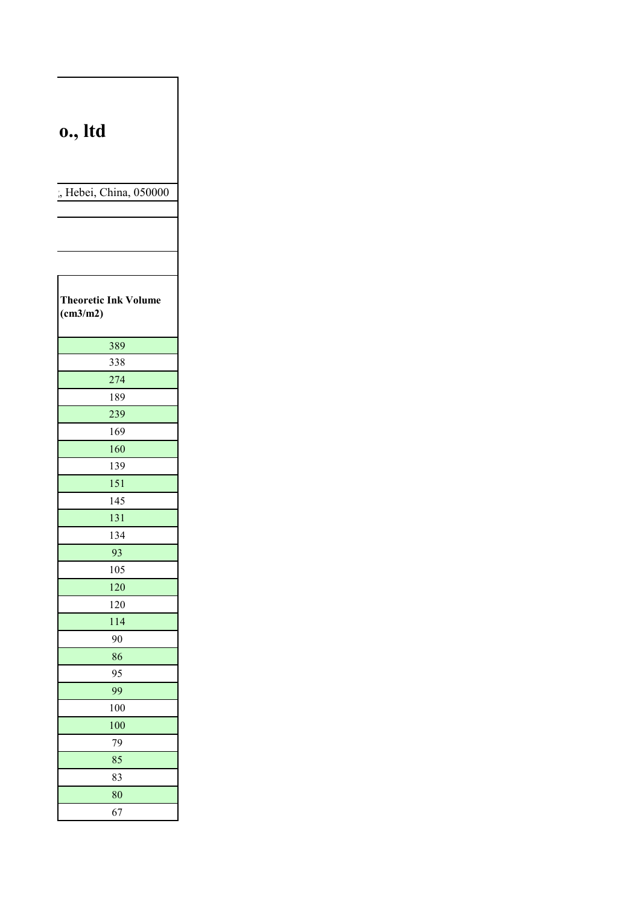**o., ltd**

;, Hebei, China, 050000

| Theoretic Ink Volume (cm3/m2) |
| --- |
| 389 |
| 338 |
| 274 |
| 189 |
| 239 |
| 169 |
| 160 |
| 139 |
| 151 |
| 145 |
| 131 |
| 134 |
| 93 |
| 105 |
| 120 |
| 120 |
| 114 |
| 90 |
| 86 |
| 95 |
| 99 |
| 100 |
| 100 |
| 79 |
| 85 |
| 83 |
| 80 |
| 67 |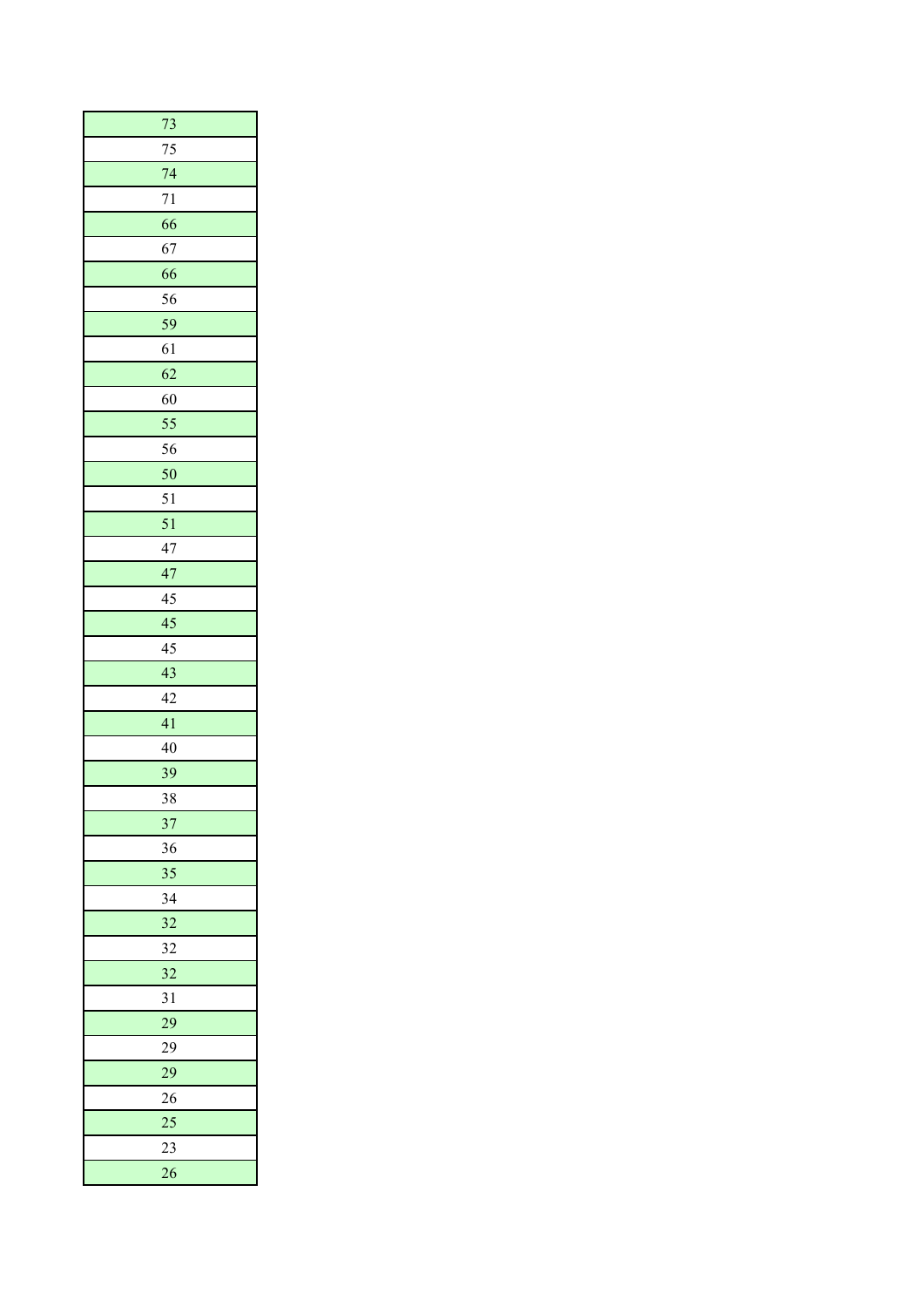| 73 |
| --- |
| 75 |
| 74 |
| 71 |
| 66 |
| 67 |
| 66 |
| 56 |
| 59 |
| 61 |
| 62 |
| 60 |
| 55 |
| 56 |
| 50 |
| 51 |
| 51 |
| 47 |
| 47 |
| 45 |
| 45 |
| 45 |
| 43 |
| 42 |
| 41 |
| 40 |
| 39 |
| 38 |
| 37 |
| 36 |
| 35 |
| 34 |
| 32 |
| 32 |
| 32 |
| 31 |
| 29 |
| 29 |
| 29 |
| 26 |
| 25 |
| 23 |
| 26 |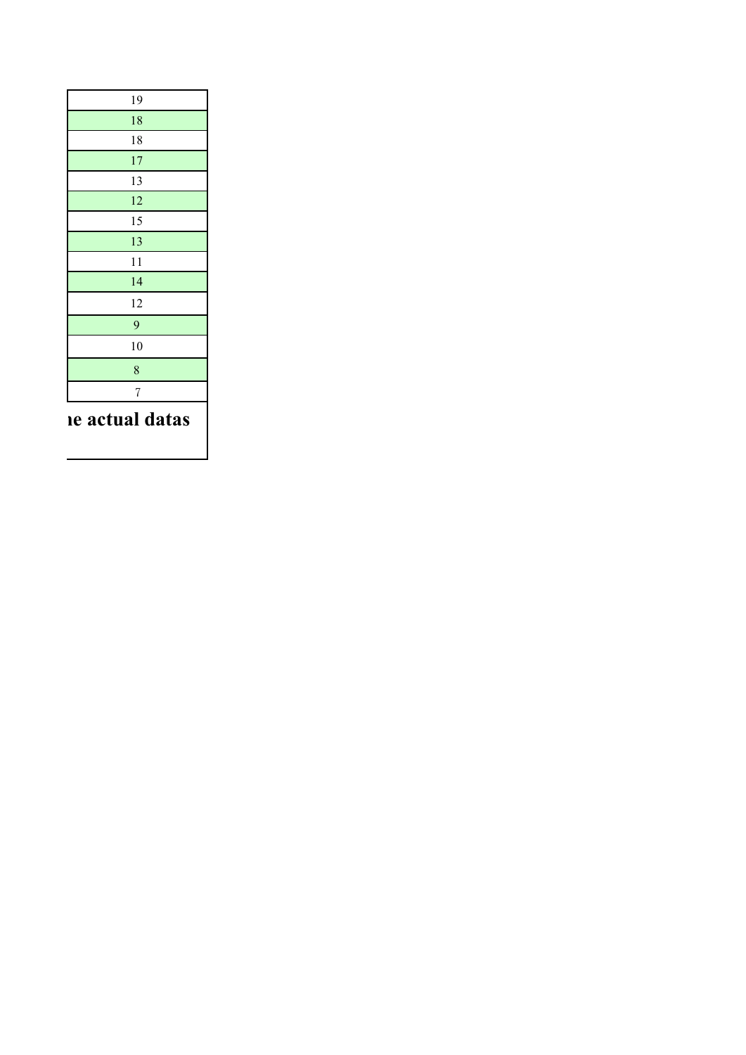| |
|---|
| 19 |
| 18 |
| 18 |
| 17 |
| 13 |
| 12 |
| 15 |
| 13 |
| 11 |
| 14 |
| 12 |
| 9 |
| 10 |
| 8 |
| 7 |
| **ıe actual datas** |